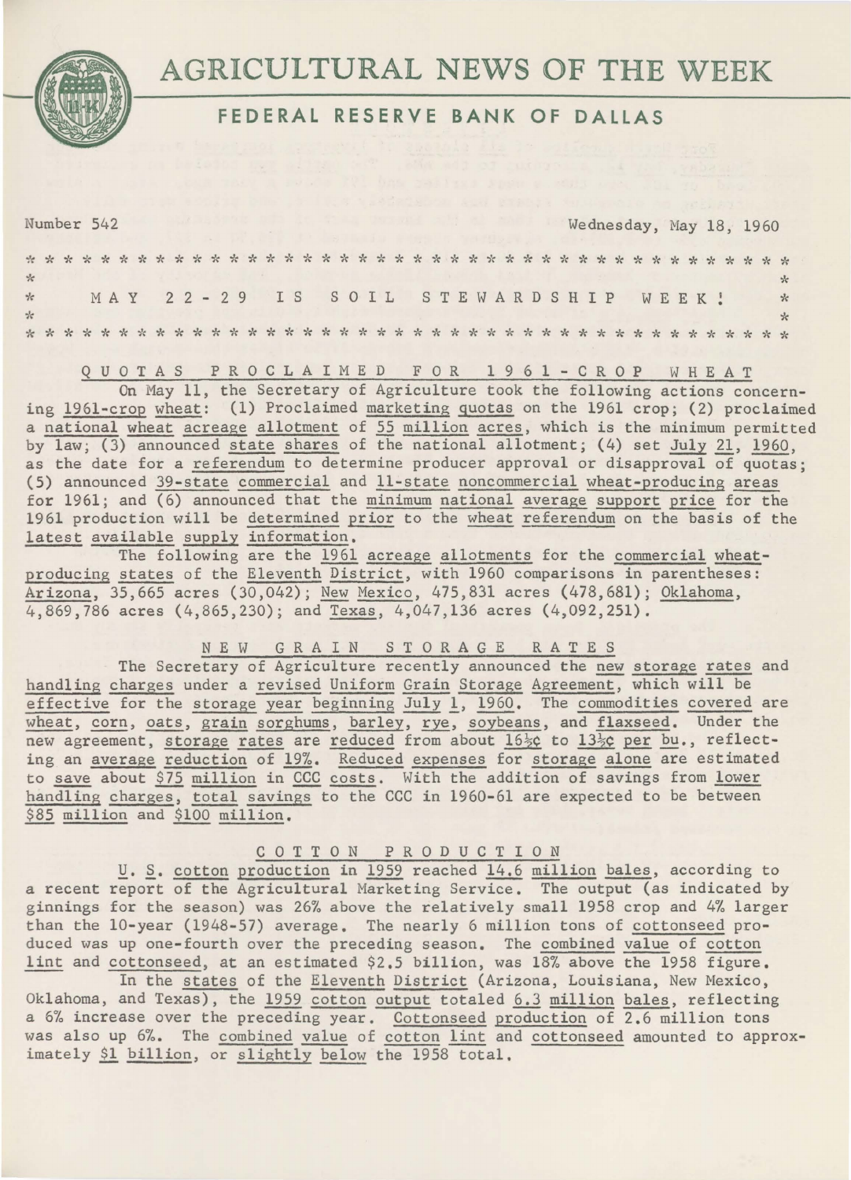# AGRICULTURAL NEWS OF THE WEEK

## FEDERAL RESERVE BANK OF DALLAS

Number 542 Wednesday, May 18, 1960

**MAY 22-29 IS SOIL STEWARDSHIP WEEK!**

### QUOTAS PROCLAIMED FOR 1961-CROP WHEAT

On May 11, the Secretary of Agriculture took the following actions concerning 1961-crop wheat: (1) Proclaimed marketing quotas on the 1961 crop; (2) proclaimed a national wheat acreage allotment of 55 million acres, which is the minimum permitted by law; (3) announced state shares of the national allotment; (4) set July 21, 1960, as the date for a referendum to determine producer approval or disapproval of quotas; (5) announced 39-state commercial and 11-state noncommercial wheat-producing areas for 1961; and (6) announced that the minimum national average support price for the 1961 production will be determined prior to the wheat referendum on the basis of the latest available supply information.

The following are the 1961 acreage allotments for the commercial wheat-producing states of the Eleventh District, with 1960 comparisons in parentheses: Arizona, 35,665 acres (30,042); New Mexico, 475,831 acres (478,681); Oklahoma, 4,869,786 acres (4,865,230); and Texas, 4,047,136 acres (4,092,251).

### NEW GRAIN STORAGE RATES

The Secretary of Agriculture recently announced the new storage rates and handling charges under a revised Uniform Grain Storage Agreement, which will be effective for the storage year beginning July 1, 1960. The commodities covered are wheat, corn, oats, grain sorghums, barley, rye, soybeans, and flaxseed. Under the new agreement, storage rates are reduced from about 16½¢ to 13½¢ per bu., reflecting an average reduction of 19%. Reduced expenses for storage alone are estimated to save about $75 million in CCC costs. With the addition of savings from lower handling charges, total savings to the CCC in 1960-61 are expected to be between $85 million and $100 million.

### COTTON PRODUCTION

U. S. cotton production in 1959 reached 14.6 million bales, according to a recent report of the Agricultural Marketing Service. The output (as indicated by ginnings for the season) was 26% above the relatively small 1958 crop and 4% larger than the 10-year (1948-57) average. The nearly 6 million tons of cottonseed produced was up one-fourth over the preceding season. The combined value of cotton lint and cottonseed, at an estimated $2.5 billion, was 18% above the 1958 figure.

In the states of the Eleventh District (Arizona, Louisiana, New Mexico, Oklahoma, and Texas), the 1959 cotton output totaled 6.3 million bales, reflecting a 6% increase over the preceding year. Cottonseed production of 2.6 million tons was also up 6%. The combined value of cotton lint and cottonseed amounted to approximately $1 billion, or slightly below the 1958 total.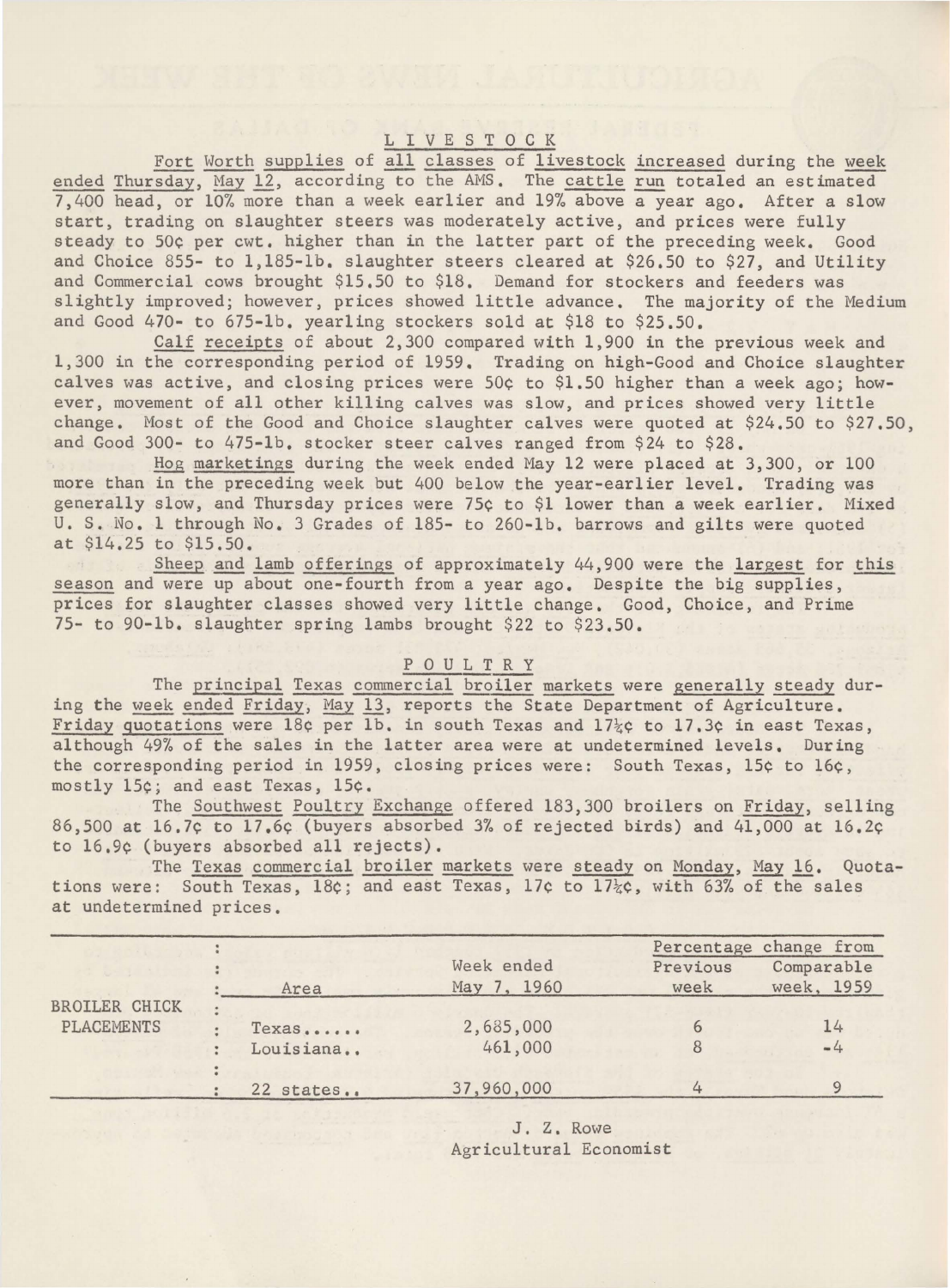## LIVESTOCK

Fort Worth supplies of all classes of livestock increased during the week ended Thursday, May 12, according to the AMS. The cattle run totaled an estimated 7,400 head, or 10% more than a week earlier and 19% above a year ago. After a slow start, trading on slaughter steers was moderately active, and prices were fully steady to 50¢ per cwt. higher than in the latter part of the preceding week. Good and Choice 855- to 1,185-lb. slaughter steers cleared at $26.50 to $27, and Utility and Commercial cows brought $15.50 to $18. Demand for stockers and feeders was slightly improved; however, prices showed little advance. The majority of the Medium and Good 470- to 675-lb. yearling stockers sold at $18 to $25.50.

Calf receipts of about 2,300 compared with 1,900 in the previous week and 1,300 in the corresponding period of 1959. Trading on high-Good and Choice slaughter calves was active, and closing prices were 50¢ to $1.50 higher than a week ago; however, movement of all other killing calves was slow, and prices showed very little change. Most of the Good and Choice slaughter calves were quoted at $24.50 to $27.50, and Good 300- to 475-lb. stocker steer calves ranged from $24 to $28.

Hog marketings during the week ended May 12 were placed at 3,300, or 100 more than in the preceding week but 400 below the year-earlier level. Trading was generally slow, and Thursday prices were 75¢ to $1 lower than a week earlier. Mixed U. S. No. 1 through No. 3 Grades of 185- to 260-lb. barrows and gilts were quoted at $14.25 to $15.50.

Sheep and lamb offerings of approximately 44,900 were the largest for this season and were up about one-fourth from a year ago. Despite the big supplies, prices for slaughter classes showed very little change. Good, Choice, and Prime 75- to 90-lb. slaughter spring lambs brought $22 to $23.50.

## POULTRY

The principal Texas commercial broiler markets were generally steady during the week ended Friday, May 13, reports the State Department of Agriculture. Friday quotations were 18¢ per lb. in south Texas and 17½¢ to 17.3¢ in east Texas, although 49% of the sales in the latter area were at undetermined levels. During the corresponding period in 1959, closing prices were: South Texas, 15¢ to 16¢, mostly 15¢; and east Texas, 15¢.

The Southwest Poultry Exchange offered 183,300 broilers on Friday, selling 86,500 at 16.7¢ to 17.6¢ (buyers absorbed 3% of rejected birds) and 41,000 at 16.2¢ to 16.9¢ (buyers absorbed all rejects).

The Texas commercial broiler markets were steady on Monday, May 16. Quotations were: South Texas, 18¢; and east Texas, 17¢ to 17½¢, with 63% of the sales at undetermined prices.

| | Area | Week ended May 7, 1960 | Percentage change from Previous week | Comparable week, 1959 |
|---|---|---|---|---|
| BROILER CHICK PLACEMENTS | Texas...... | 2,685,000 | 6 | 14 |
| | Louisiana.. | 461,000 | 8 | -4 |
| | 22 states.. | 37,960,000 | 4 | 9 |

J. Z. Rowe
Agricultural Economist